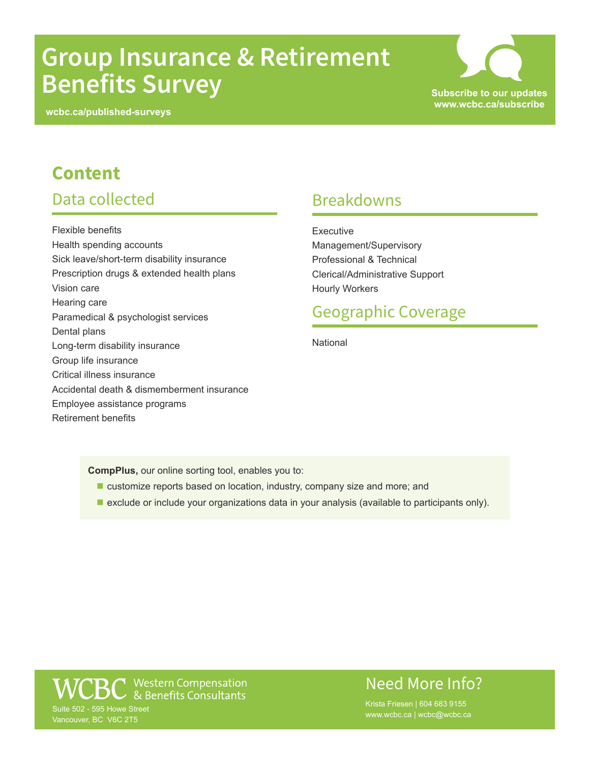# Group Insurance & Retirement Benefits Survey

wcbc.ca/published-surveys

**Subscribe to our updates**
**www.wcbc.ca/subscribe**

## Content

### Data collected

- Flexible benefits
- Health spending accounts
- Sick leave/short-term disability insurance
- Prescription drugs & extended health plans
- Vision care
- Hearing care
- Paramedical & psychologist services
- Dental plans
- Long-term disability insurance
- Group life insurance
- Critical illness insurance
- Accidental death & dismemberment insurance
- Employee assistance programs
- Retirement benefits

### Breakdowns

- Executive
- Management/Supervisory
- Professional & Technical
- Clerical/Administrative Support
- Hourly Workers

### Geographic Coverage

National

**CompPlus,** our online sorting tool, enables you to:

- customize reports based on location, industry, company size and more; and
- exclude or include your organizations data in your analysis (available to participants only).

WCBC Western Compensation & Benefits Consultants
Suite 502 - 595 Howe Street
Vancouver, BC V6C 2T5

## Need More Info?

Krista Friesen | 604 683 9155
www.wcbc.ca | wcbc@wcbc.ca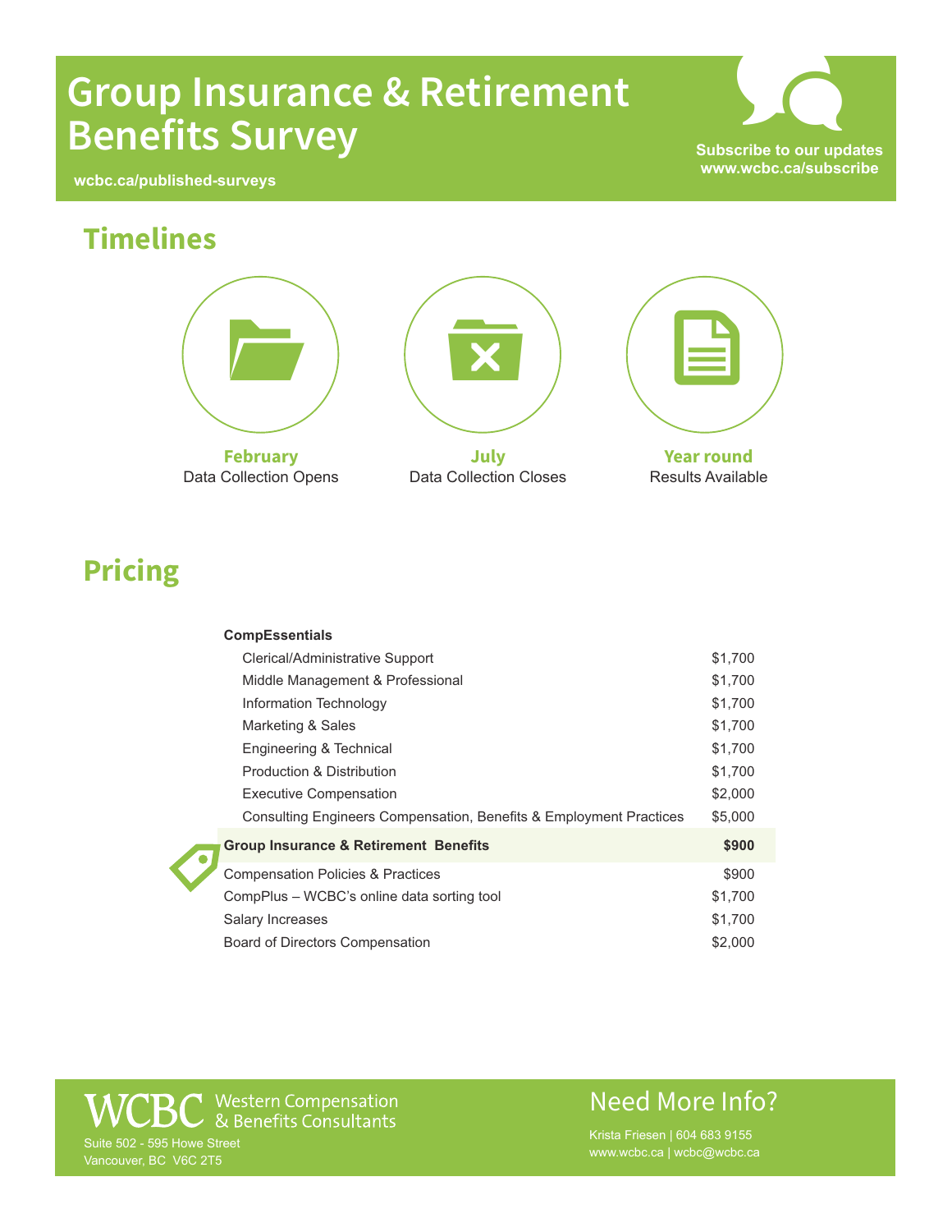# Group Insurance & Retirement Benefits Survey

wcbc.ca/published-surveys

Subscribe to our updates
www.wcbc.ca/subscribe

## Timelines

**February**
Data Collection Opens

**July**
Data Collection Closes

**Year round**
Results Available

## Pricing

| | |
|---|---|
| **CompEssentials** | |
| Clerical/Administrative Support | $1,700 |
| Middle Management & Professional | $1,700 |
| Information Technology | $1,700 |
| Marketing & Sales | $1,700 |
| Engineering & Technical | $1,700 |
| Production & Distribution | $1,700 |
| Executive Compensation | $2,000 |
| Consulting Engineers Compensation, Benefits & Employment Practices | $5,000 |
| **Group Insurance & Retirement Benefits** | **$900** |
| Compensation Policies & Practices | $900 |
| CompPlus – WCBC's online data sorting tool | $1,700 |
| Salary Increases | $1,700 |
| Board of Directors Compensation | $2,000 |

WCBC Western Compensation & Benefits Consultants
Suite 502 - 595 Howe Street
Vancouver, BC V6C 2T5

Need More Info?

Krista Friesen | 604 683 9155
www.wcbc.ca | wcbc@wcbc.ca